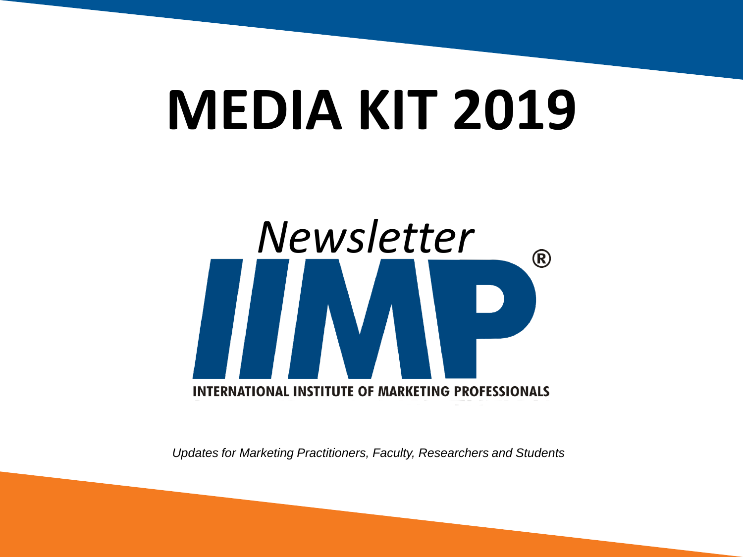# MEDIA KIT 2019

*Newsletter*

IIMP®

**INTERNATIONAL INSTITUTE OF MARKETING PROFESSIONALS**

*Updates for Marketing Practitioners, Faculty, Researchers and Students*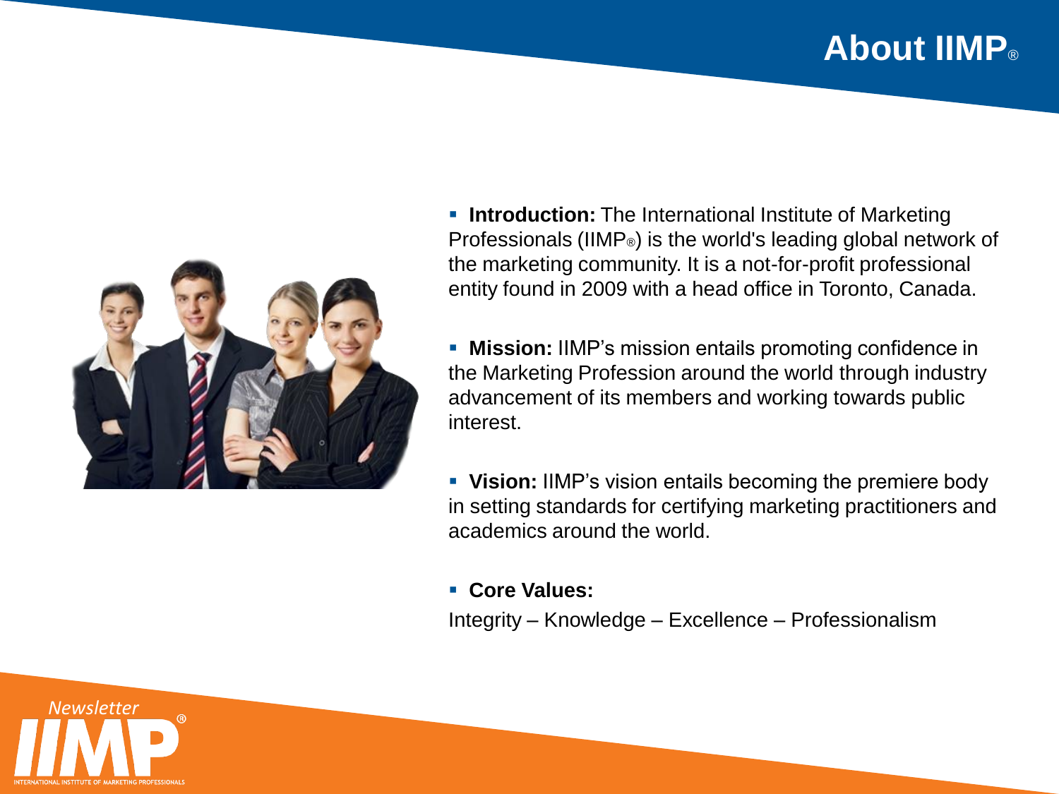# About IIMP®

- **Introduction:** The International Institute of Marketing Professionals (IIMP®) is the world's leading global network of the marketing community. It is a not-for-profit professional entity found in 2009 with a head office in Toronto, Canada.

- **Mission:** IIMP's mission entails promoting confidence in the Marketing Profession around the world through industry advancement of its members and working towards public interest.

- **Vision:** IIMP's vision entails becoming the premiere body in setting standards for certifying marketing practitioners and academics around the world.

- **Core Values:**

  Integrity – Knowledge – Excellence – Professionalism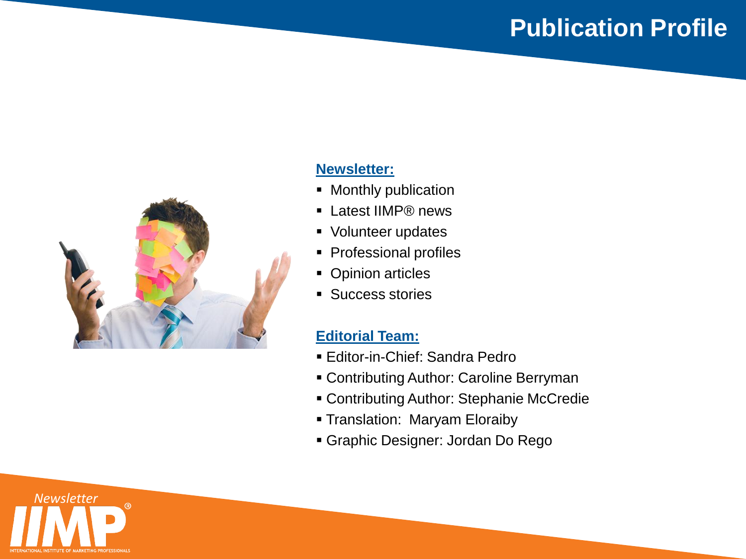# Publication Profile

**Newsletter:**

- Monthly publication
- Latest IIMP® news
- Volunteer updates
- Professional profiles
- Opinion articles
- Success stories

**Editorial Team:**

- Editor-in-Chief: Sandra Pedro
- Contributing Author: Caroline Berryman
- Contributing Author: Stephanie McCredie
- Translation: Maryam Eloraiby
- Graphic Designer: Jordan Do Rego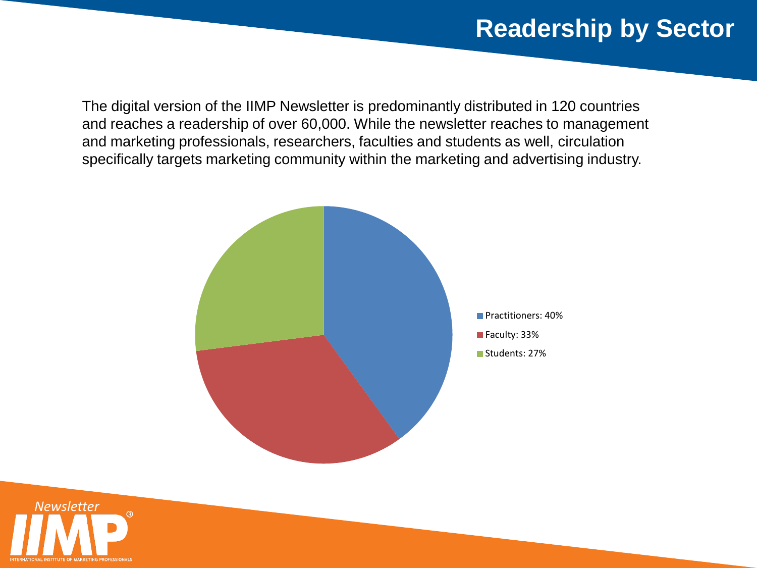# Readership by Sector

The digital version of the IIMP Newsletter is predominantly distributed in 120 countries and reaches a readership of over 60,000. While the newsletter reaches to management and marketing professionals, researchers, faculties and students as well, circulation specifically targets marketing community within the marketing and advertising industry.

- Practitioners: 40%
- Faculty: 33%
- Students: 27%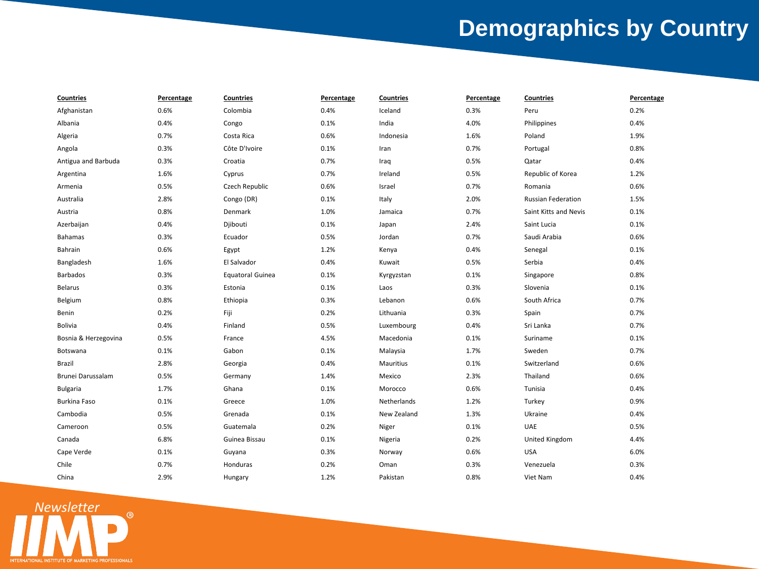# Demographics by Country

| Countries | Percentage | Countries | Percentage | Countries | Percentage | Countries | Percentage |
|---|---|---|---|---|---|---|---|
| Afghanistan | 0.6% | Colombia | 0.4% | Iceland | 0.3% | Peru | 0.2% |
| Albania | 0.4% | Congo | 0.1% | India | 4.0% | Philippines | 0.4% |
| Algeria | 0.7% | Costa Rica | 0.6% | Indonesia | 1.6% | Poland | 1.9% |
| Angola | 0.3% | Côte D'Ivoire | 0.1% | Iran | 0.7% | Portugal | 0.8% |
| Antigua and Barbuda | 0.3% | Croatia | 0.7% | Iraq | 0.5% | Qatar | 0.4% |
| Argentina | 1.6% | Cyprus | 0.7% | Ireland | 0.5% | Republic of Korea | 1.2% |
| Armenia | 0.5% | Czech Republic | 0.6% | Israel | 0.7% | Romania | 0.6% |
| Australia | 2.8% | Congo (DR) | 0.1% | Italy | 2.0% | Russian Federation | 1.5% |
| Austria | 0.8% | Denmark | 1.0% | Jamaica | 0.7% | Saint Kitts and Nevis | 0.1% |
| Azerbaijan | 0.4% | Djibouti | 0.1% | Japan | 2.4% | Saint Lucia | 0.1% |
| Bahamas | 0.3% | Ecuador | 0.5% | Jordan | 0.7% | Saudi Arabia | 0.6% |
| Bahrain | 0.6% | Egypt | 1.2% | Kenya | 0.4% | Senegal | 0.1% |
| Bangladesh | 1.6% | El Salvador | 0.4% | Kuwait | 0.5% | Serbia | 0.4% |
| Barbados | 0.3% | Equatoral Guinea | 0.1% | Kyrgyzstan | 0.1% | Singapore | 0.8% |
| Belarus | 0.3% | Estonia | 0.1% | Laos | 0.3% | Slovenia | 0.1% |
| Belgium | 0.8% | Ethiopia | 0.3% | Lebanon | 0.6% | South Africa | 0.7% |
| Benin | 0.2% | Fiji | 0.2% | Lithuania | 0.3% | Spain | 0.7% |
| Bolivia | 0.4% | Finland | 0.5% | Luxembourg | 0.4% | Sri Lanka | 0.7% |
| Bosnia & Herzegovina | 0.5% | France | 4.5% | Macedonia | 0.1% | Suriname | 0.1% |
| Botswana | 0.1% | Gabon | 0.1% | Malaysia | 1.7% | Sweden | 0.7% |
| Brazil | 2.8% | Georgia | 0.4% | Mauritius | 0.1% | Switzerland | 0.6% |
| Brunei Darussalam | 0.5% | Germany | 1.4% | Mexico | 2.3% | Thailand | 0.6% |
| Bulgaria | 1.7% | Ghana | 0.1% | Morocco | 0.6% | Tunisia | 0.4% |
| Burkina Faso | 0.1% | Greece | 1.0% | Netherlands | 1.2% | Turkey | 0.9% |
| Cambodia | 0.5% | Grenada | 0.1% | New Zealand | 1.3% | Ukraine | 0.4% |
| Cameroon | 0.5% | Guatemala | 0.2% | Niger | 0.1% | UAE | 0.5% |
| Canada | 6.8% | Guinea Bissau | 0.1% | Nigeria | 0.2% | United Kingdom | 4.4% |
| Cape Verde | 0.1% | Guyana | 0.3% | Norway | 0.6% | USA | 6.0% |
| Chile | 0.7% | Honduras | 0.2% | Oman | 0.3% | Venezuela | 0.3% |
| China | 2.9% | Hungary | 1.2% | Pakistan | 0.8% | Viet Nam | 0.4% |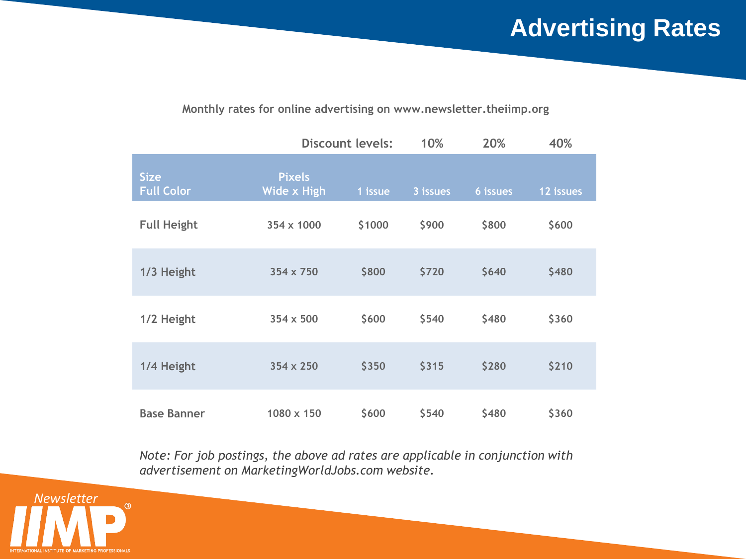# Advertising Rates

Monthly rates for online advertising on www.newsletter.theiimp.org

| | | Discount levels: | 10% | 20% | 40% |
|---|---|---|---|---|---|
| **Size Full Color** | **Pixels Wide x High** | **1 issue** | **3 issues** | **6 issues** | **12 issues** |
| Full Height | 354 x 1000 | $1000 | $900 | $800 | $600 |
| 1/3 Height | 354 x 750 | $800 | $720 | $640 | $480 |
| 1/2 Height | 354 x 500 | $600 | $540 | $480 | $360 |
| 1/4 Height | 354 x 250 | $350 | $315 | $280 | $210 |
| Base Banner | 1080 x 150 | $600 | $540 | $480 | $360 |

*Note: For job postings, the above ad rates are applicable in conjunction with advertisement on MarketingWorldJobs.com website.*

Newsletter IIMP®
INTERNATIONAL INSTITUTE OF MARKETING PROFESSIONALS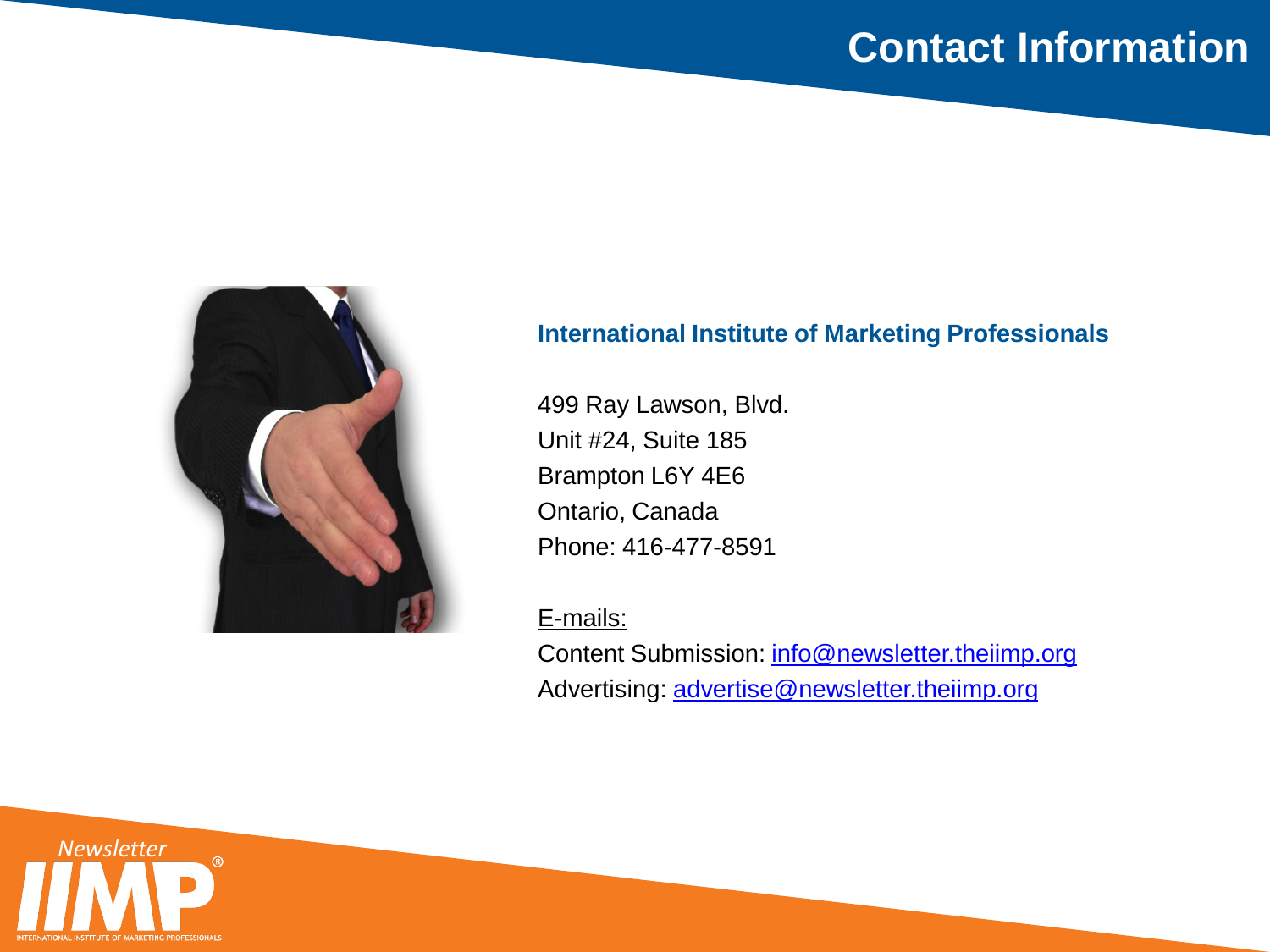# Contact Information

**International Institute of Marketing Professionals**

499 Ray Lawson, Blvd.
Unit #24, Suite 185
Brampton L6Y 4E6
Ontario, Canada
Phone: 416-477-8591

E-mails:
Content Submission: info@newsletter.theiimp.org
Advertising: advertise@newsletter.theiimp.org